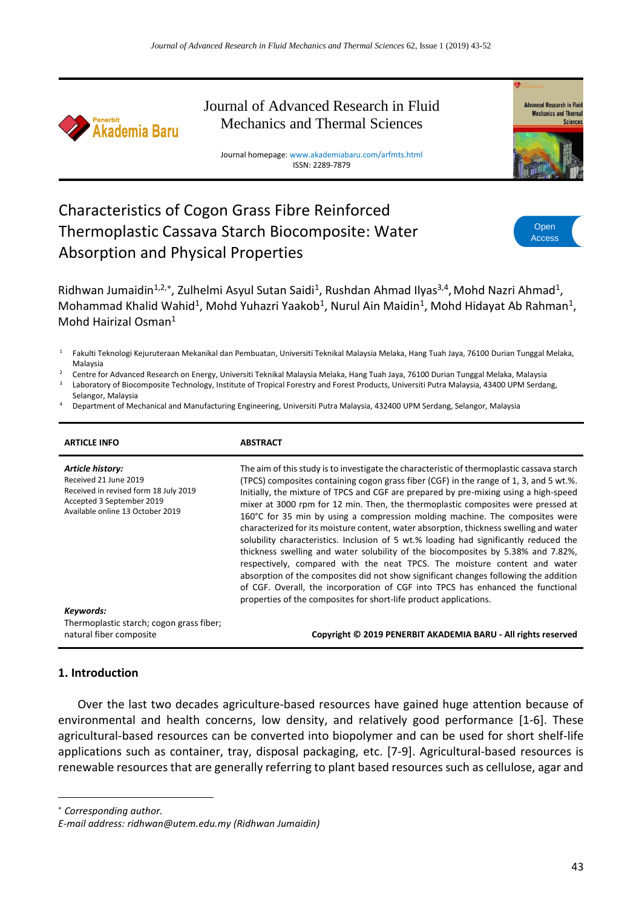Journal of Advanced Research in Fluid Mechanics and Thermal Sciences

Journal homepage: www.akademiabaru.com/arfmts.html
ISSN: 2289-7879

# Characteristics of Cogon Grass Fibre Reinforced Thermoplastic Cassava Starch Biocomposite: Water Absorption and Physical Properties

Open Access

Ridhwan Jumaidin[1,2,*], Zulhelmi Asyul Sutan Saidi[1], Rushdan Ahmad Ilyas[3,4], Mohd Nazri Ahmad[1], Mohammad Khalid Wahid[1], Mohd Yuhazri Yaakob[1], Nurul Ain Maidin[1], Mohd Hidayat Ab Rahman[1], Mohd Hairizal Osman[1]

[1] Fakulti Teknologi Kejuruteraan Mekanikal dan Pembuatan, Universiti Teknikal Malaysia Melaka, Hang Tuah Jaya, 76100 Durian Tunggal Melaka, Malaysia
[2] Centre for Advanced Research on Energy, Universiti Teknikal Malaysia Melaka, Hang Tuah Jaya, 76100 Durian Tunggal Melaka, Malaysia
[3] Laboratory of Biocomposite Technology, Institute of Tropical Forestry and Forest Products, Universiti Putra Malaysia, 43400 UPM Serdang, Selangor, Malaysia
[4] Department of Mechanical and Manufacturing Engineering, Universiti Putra Malaysia, 432400 UPM Serdang, Selangor, Malaysia

**ARTICLE INFO**

***Article history:***
Received 21 June 2019
Received in revised form 18 July 2019
Accepted 3 September 2019
Available online 13 October 2019

***Keywords:***
Thermoplastic starch; cogon grass fiber; natural fiber composite

**ABSTRACT**

The aim of this study is to investigate the characteristic of thermoplastic cassava starch (TPCS) composites containing cogon grass fiber (CGF) in the range of 1, 3, and 5 wt.%. Initially, the mixture of TPCS and CGF are prepared by pre-mixing using a high-speed mixer at 3000 rpm for 12 min. Then, the thermoplastic composites were pressed at 160°C for 35 min by using a compression molding machine. The composites were characterized for its moisture content, water absorption, thickness swelling and water solubility characteristics. Inclusion of 5 wt.% loading had significantly reduced the thickness swelling and water solubility of the biocomposites by 5.38% and 7.82%, respectively, compared with the neat TPCS. The moisture content and water absorption of the composites did not show significant changes following the addition of CGF. Overall, the incorporation of CGF into TPCS has enhanced the functional properties of the composites for short-life product applications.

**Copyright © 2019 PENERBIT AKADEMIA BARU - All rights reserved**

## 1. Introduction

Over the last two decades agriculture-based resources have gained huge attention because of environmental and health concerns, low density, and relatively good performance [1-6]. These agricultural-based resources can be converted into biopolymer and can be used for short shelf-life applications such as container, tray, disposal packaging, etc. [7-9]. Agricultural-based resources is renewable resources that are generally referring to plant based resources such as cellulose, agar and

* *Corresponding author.*
*E-mail address: ridhwan@utem.edu.my (Ridhwan Jumaidin)*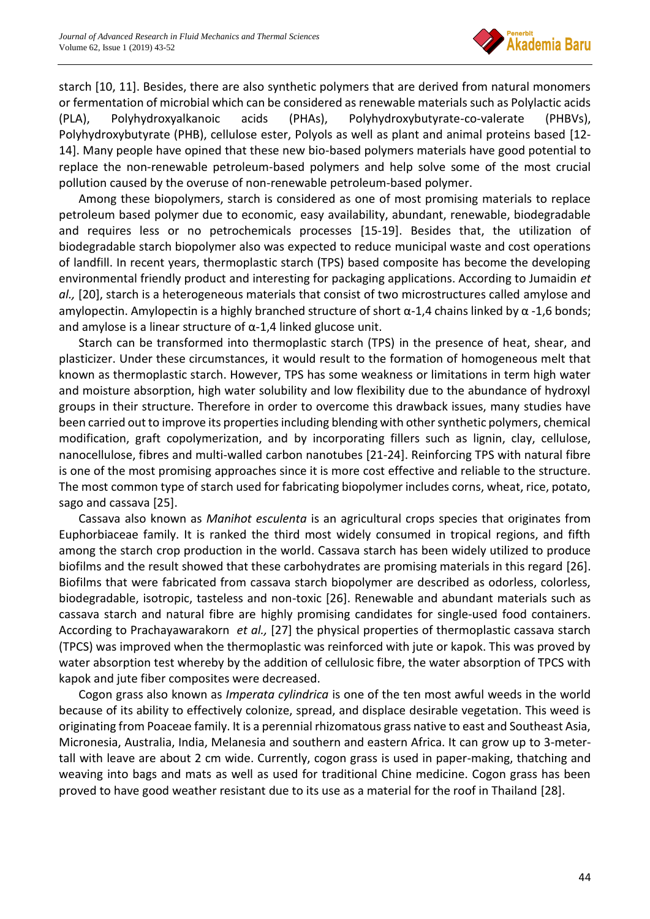starch [10, 11]. Besides, there are also synthetic polymers that are derived from natural monomers or fermentation of microbial which can be considered as renewable materials such as Polylactic acids (PLA), Polyhydroxyalkanoic acids (PHAs), Polyhydroxybutyrate-co-valerate (PHBVs), Polyhydroxybutyrate (PHB), cellulose ester, Polyols as well as plant and animal proteins based [12-14]. Many people have opined that these new bio-based polymers materials have good potential to replace the non-renewable petroleum-based polymers and help solve some of the most crucial pollution caused by the overuse of non-renewable petroleum-based polymer.

Among these biopolymers, starch is considered as one of most promising materials to replace petroleum based polymer due to economic, easy availability, abundant, renewable, biodegradable and requires less or no petrochemicals processes [15-19]. Besides that, the utilization of biodegradable starch biopolymer also was expected to reduce municipal waste and cost operations of landfill. In recent years, thermoplastic starch (TPS) based composite has become the developing environmental friendly product and interesting for packaging applications. According to Jumaidin *et al.,* [20], starch is a heterogeneous materials that consist of two microstructures called amylose and amylopectin. Amylopectin is a highly branched structure of short α-1,4 chains linked by α -1,6 bonds; and amylose is a linear structure of α-1,4 linked glucose unit.

Starch can be transformed into thermoplastic starch (TPS) in the presence of heat, shear, and plasticizer. Under these circumstances, it would result to the formation of homogeneous melt that known as thermoplastic starch. However, TPS has some weakness or limitations in term high water and moisture absorption, high water solubility and low flexibility due to the abundance of hydroxyl groups in their structure. Therefore in order to overcome this drawback issues, many studies have been carried out to improve its properties including blending with other synthetic polymers, chemical modification, graft copolymerization, and by incorporating fillers such as lignin, clay, cellulose, nanocellulose, fibres and multi-walled carbon nanotubes [21-24]. Reinforcing TPS with natural fibre is one of the most promising approaches since it is more cost effective and reliable to the structure. The most common type of starch used for fabricating biopolymer includes corns, wheat, rice, potato, sago and cassava [25].

Cassava also known as *Manihot esculenta* is an agricultural crops species that originates from Euphorbiaceae family. It is ranked the third most widely consumed in tropical regions, and fifth among the starch crop production in the world. Cassava starch has been widely utilized to produce biofilms and the result showed that these carbohydrates are promising materials in this regard [26]. Biofilms that were fabricated from cassava starch biopolymer are described as odorless, colorless, biodegradable, isotropic, tasteless and non-toxic [26]. Renewable and abundant materials such as cassava starch and natural fibre are highly promising candidates for single-used food containers. According to Prachayawarakorn *et al.,* [27] the physical properties of thermoplastic cassava starch (TPCS) was improved when the thermoplastic was reinforced with jute or kapok. This was proved by water absorption test whereby by the addition of cellulosic fibre, the water absorption of TPCS with kapok and jute fiber composites were decreased.

Cogon grass also known as *Imperata cylindrica* is one of the ten most awful weeds in the world because of its ability to effectively colonize, spread, and displace desirable vegetation. This weed is originating from Poaceae family. It is a perennial rhizomatous grass native to east and Southeast Asia, Micronesia, Australia, India, Melanesia and southern and eastern Africa. It can grow up to 3-meter-tall with leave are about 2 cm wide. Currently, cogon grass is used in paper-making, thatching and weaving into bags and mats as well as used for traditional Chine medicine. Cogon grass has been proved to have good weather resistant due to its use as a material for the roof in Thailand [28].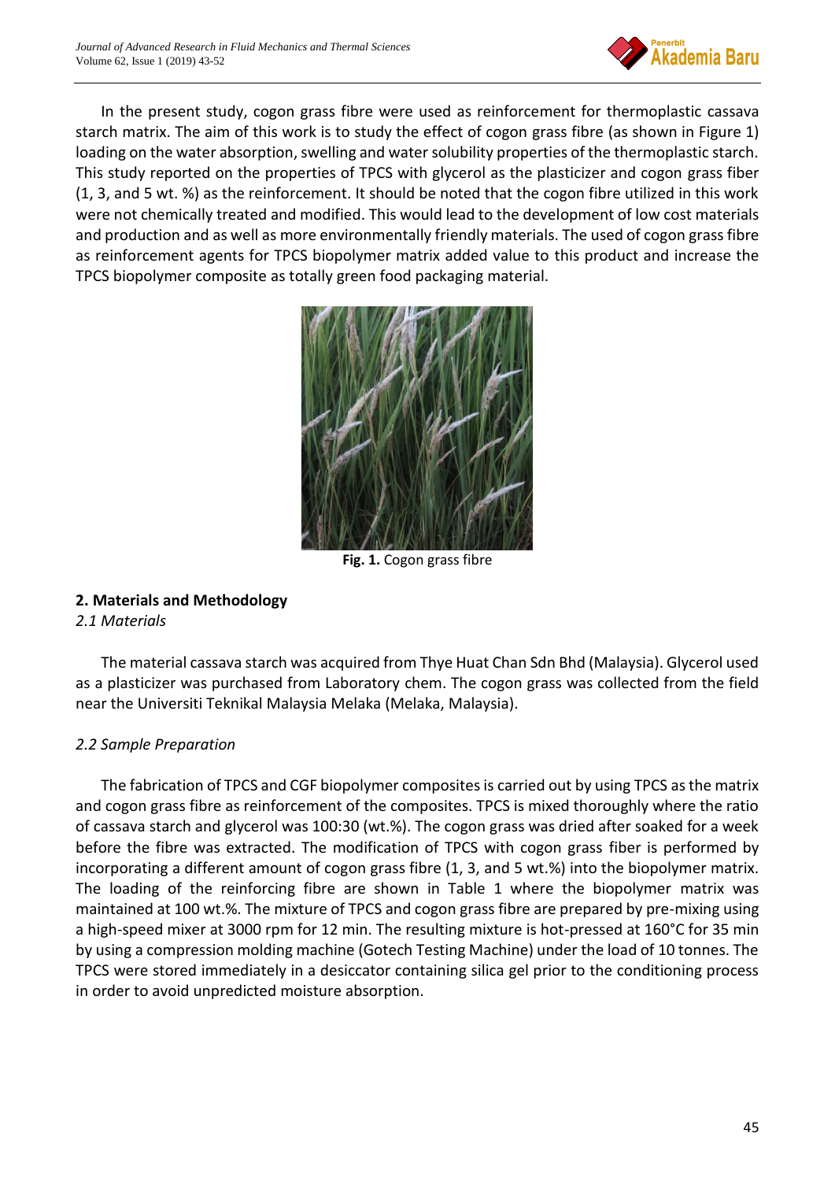In the present study, cogon grass fibre were used as reinforcement for thermoplastic cassava starch matrix. The aim of this work is to study the effect of cogon grass fibre (as shown in Figure 1) loading on the water absorption, swelling and water solubility properties of the thermoplastic starch. This study reported on the properties of TPCS with glycerol as the plasticizer and cogon grass fiber (1, 3, and 5 wt. %) as the reinforcement. It should be noted that the cogon fibre utilized in this work were not chemically treated and modified. This would lead to the development of low cost materials and production and as well as more environmentally friendly materials. The used of cogon grass fibre as reinforcement agents for TPCS biopolymer matrix added value to this product and increase the TPCS biopolymer composite as totally green food packaging material.

**Fig. 1.** Cogon grass fibre

## 2. Materials and Methodology

### *2.1 Materials*

The material cassava starch was acquired from Thye Huat Chan Sdn Bhd (Malaysia). Glycerol used as a plasticizer was purchased from Laboratory chem. The cogon grass was collected from the field near the Universiti Teknikal Malaysia Melaka (Melaka, Malaysia).

### *2.2 Sample Preparation*

The fabrication of TPCS and CGF biopolymer composites is carried out by using TPCS as the matrix and cogon grass fibre as reinforcement of the composites. TPCS is mixed thoroughly where the ratio of cassava starch and glycerol was 100:30 (wt.%). The cogon grass was dried after soaked for a week before the fibre was extracted. The modification of TPCS with cogon grass fiber is performed by incorporating a different amount of cogon grass fibre (1, 3, and 5 wt.%) into the biopolymer matrix. The loading of the reinforcing fibre are shown in Table 1 where the biopolymer matrix was maintained at 100 wt.%. The mixture of TPCS and cogon grass fibre are prepared by pre-mixing using a high-speed mixer at 3000 rpm for 12 min. The resulting mixture is hot-pressed at 160°C for 35 min by using a compression molding machine (Gotech Testing Machine) under the load of 10 tonnes. The TPCS were stored immediately in a desiccator containing silica gel prior to the conditioning process in order to avoid unpredicted moisture absorption.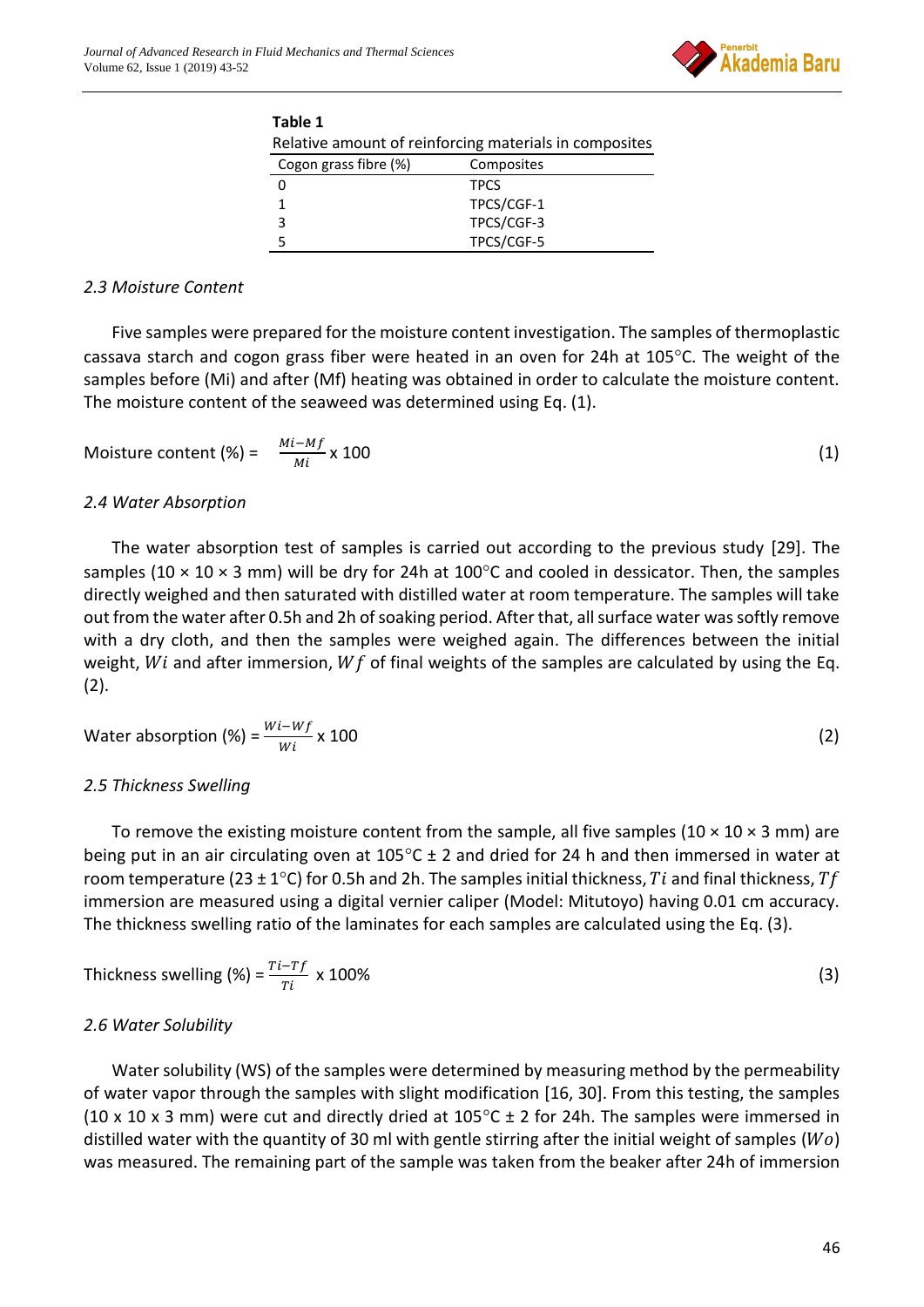**Table 1**
Relative amount of reinforcing materials in composites

| Cogon grass fibre (%) | Composites |
|---|---|
| 0 | TPCS |
| 1 | TPCS/CGF-1 |
| 3 | TPCS/CGF-3 |
| 5 | TPCS/CGF-5 |

### *2.3 Moisture Content*

Five samples were prepared for the moisture content investigation. The samples of thermoplastic cassava starch and cogon grass fiber were heated in an oven for 24h at 105°C. The weight of the samples before (Mi) and after (Mf) heating was obtained in order to calculate the moisture content. The moisture content of the seaweed was determined using Eq. (1).

$$\text{Moisture content (\%)} = \frac{Mi - Mf}{Mi} \times 100 \tag{1}$$

### *2.4 Water Absorption*

The water absorption test of samples is carried out according to the previous study [29]. The samples (10 × 10 × 3 mm) will be dry for 24h at 100°C and cooled in dessicator. Then, the samples directly weighed and then saturated with distilled water at room temperature. The samples will take out from the water after 0.5h and 2h of soaking period. After that, all surface water was softly remove with a dry cloth, and then the samples were weighed again. The differences between the initial weight, $Wi$ and after immersion, $Wf$ of final weights of the samples are calculated by using the Eq. (2).

$$\text{Water absorption (\%)} = \frac{Wi - Wf}{Wi} \times 100 \tag{2}$$

### *2.5 Thickness Swelling*

To remove the existing moisture content from the sample, all five samples (10 × 10 × 3 mm) are being put in an air circulating oven at 105°C ± 2 and dried for 24 h and then immersed in water at room temperature (23 ± 1°C) for 0.5h and 2h. The samples initial thickness, $Ti$ and final thickness, $Tf$ immersion are measured using a digital vernier caliper (Model: Mitutoyo) having 0.01 cm accuracy. The thickness swelling ratio of the laminates for each samples are calculated using the Eq. (3).

$$\text{Thickness swelling (\%)} = \frac{Ti - Tf}{Ti} \times 100\% \tag{3}$$

### *2.6 Water Solubility*

Water solubility (WS) of the samples were determined by measuring method by the permeability of water vapor through the samples with slight modification [16, 30]. From this testing, the samples (10 x 10 x 3 mm) were cut and directly dried at 105°C ± 2 for 24h. The samples were immersed in distilled water with the quantity of 30 ml with gentle stirring after the initial weight of samples ($Wo$) was measured. The remaining part of the sample was taken from the beaker after 24h of immersion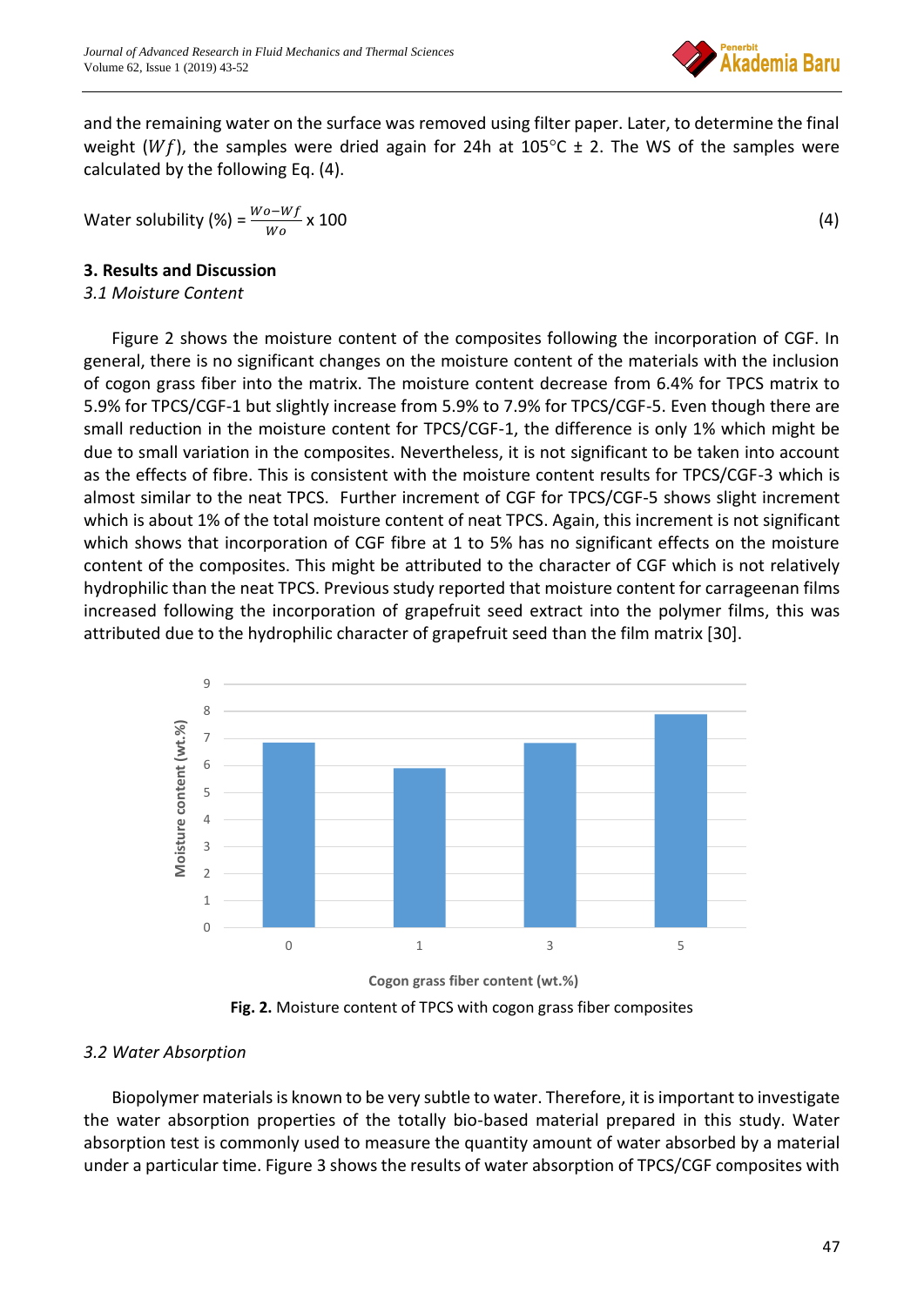and the remaining water on the surface was removed using filter paper. Later, to determine the final weight ($Wf$), the samples were dried again for 24h at 105°C ± 2. The WS of the samples were calculated by the following Eq. (4).

$$\text{Water solubility (\%)} = \frac{Wo - Wf}{Wo} \times 100 \tag{4}$$

## 3. Results and Discussion

### *3.1 Moisture Content*

Figure 2 shows the moisture content of the composites following the incorporation of CGF. In general, there is no significant changes on the moisture content of the materials with the inclusion of cogon grass fiber into the matrix. The moisture content decrease from 6.4% for TPCS matrix to 5.9% for TPCS/CGF-1 but slightly increase from 5.9% to 7.9% for TPCS/CGF-5. Even though there are small reduction in the moisture content for TPCS/CGF-1, the difference is only 1% which might be due to small variation in the composites. Nevertheless, it is not significant to be taken into account as the effects of fibre. This is consistent with the moisture content results for TPCS/CGF-3 which is almost similar to the neat TPCS. Further increment of CGF for TPCS/CGF-5 shows slight increment which is about 1% of the total moisture content of neat TPCS. Again, this increment is not significant which shows that incorporation of CGF fibre at 1 to 5% has no significant effects on the moisture content of the composites. This might be attributed to the character of CGF which is not relatively hydrophilic than the neat TPCS. Previous study reported that moisture content for carrageenan films increased following the incorporation of grapefruit seed extract into the polymer films, this was attributed due to the hydrophilic character of grapefruit seed than the film matrix [30].

**Fig. 2.** Moisture content of TPCS with cogon grass fiber composites

### *3.2 Water Absorption*

Biopolymer materials is known to be very subtle to water. Therefore, it is important to investigate the water absorption properties of the totally bio-based material prepared in this study. Water absorption test is commonly used to measure the quantity amount of water absorbed by a material under a particular time. Figure 3 shows the results of water absorption of TPCS/CGF composites with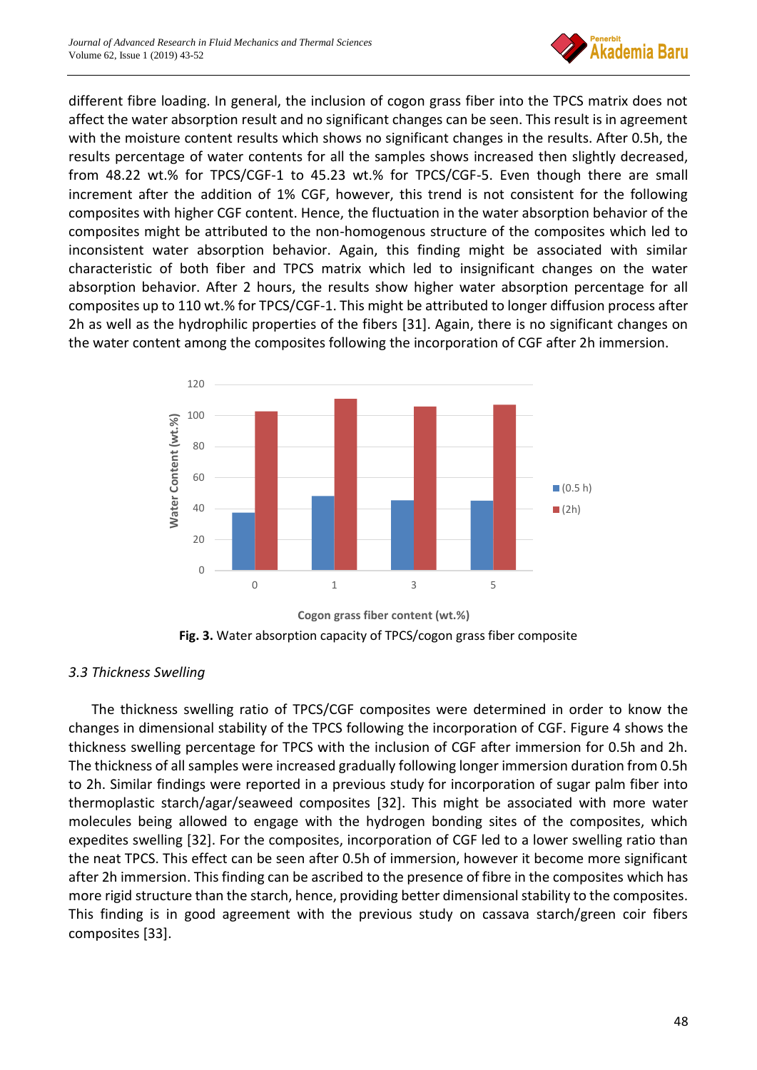different fibre loading. In general, the inclusion of cogon grass fiber into the TPCS matrix does not affect the water absorption result and no significant changes can be seen. This result is in agreement with the moisture content results which shows no significant changes in the results. After 0.5h, the results percentage of water contents for all the samples shows increased then slightly decreased, from 48.22 wt.% for TPCS/CGF-1 to 45.23 wt.% for TPCS/CGF-5. Even though there are small increment after the addition of 1% CGF, however, this trend is not consistent for the following composites with higher CGF content. Hence, the fluctuation in the water absorption behavior of the composites might be attributed to the non-homogenous structure of the composites which led to inconsistent water absorption behavior. Again, this finding might be associated with similar characteristic of both fiber and TPCS matrix which led to insignificant changes on the water absorption behavior. After 2 hours, the results show higher water absorption percentage for all composites up to 110 wt.% for TPCS/CGF-1. This might be attributed to longer diffusion process after 2h as well as the hydrophilic properties of the fibers [31]. Again, there is no significant changes on the water content among the composites following the incorporation of CGF after 2h immersion.

**Fig. 3.** Water absorption capacity of TPCS/cogon grass fiber composite

### *3.3 Thickness Swelling*

The thickness swelling ratio of TPCS/CGF composites were determined in order to know the changes in dimensional stability of the TPCS following the incorporation of CGF. Figure 4 shows the thickness swelling percentage for TPCS with the inclusion of CGF after immersion for 0.5h and 2h. The thickness of all samples were increased gradually following longer immersion duration from 0.5h to 2h. Similar findings were reported in a previous study for incorporation of sugar palm fiber into thermoplastic starch/agar/seaweed composites [32]. This might be associated with more water molecules being allowed to engage with the hydrogen bonding sites of the composites, which expedites swelling [32]. For the composites, incorporation of CGF led to a lower swelling ratio than the neat TPCS. This effect can be seen after 0.5h of immersion, however it become more significant after 2h immersion. This finding can be ascribed to the presence of fibre in the composites which has more rigid structure than the starch, hence, providing better dimensional stability to the composites. This finding is in good agreement with the previous study on cassava starch/green coir fibers composites [33].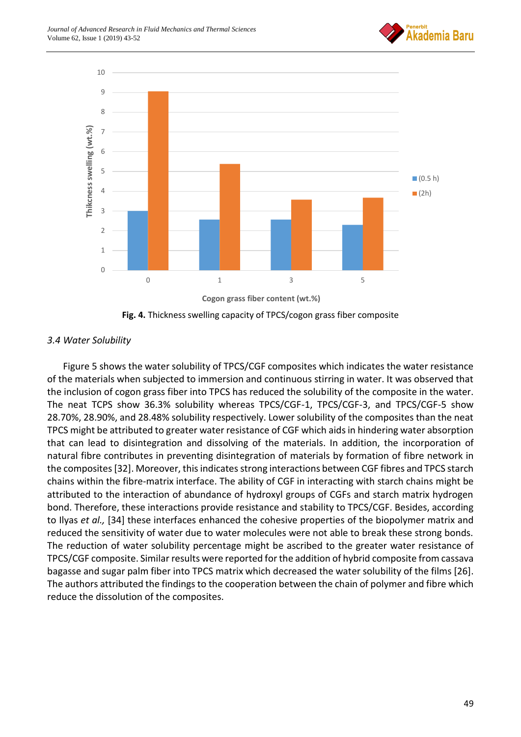**Fig. 4.** Thickness swelling capacity of TPCS/cogon grass fiber composite

### 3.4 Water Solubility

Figure 5 shows the water solubility of TPCS/CGF composites which indicates the water resistance of the materials when subjected to immersion and continuous stirring in water. It was observed that the inclusion of cogon grass fiber into TPCS has reduced the solubility of the composite in the water. The neat TCPS show 36.3% solubility whereas TPCS/CGF-1, TPCS/CGF-3, and TPCS/CGF-5 show 28.70%, 28.90%, and 28.48% solubility respectively. Lower solubility of the composites than the neat TPCS might be attributed to greater water resistance of CGF which aids in hindering water absorption that can lead to disintegration and dissolving of the materials. In addition, the incorporation of natural fibre contributes in preventing disintegration of materials by formation of fibre network in the composites [32]. Moreover, this indicates strong interactions between CGF fibres and TPCS starch chains within the fibre-matrix interface. The ability of CGF in interacting with starch chains might be attributed to the interaction of abundance of hydroxyl groups of CGFs and starch matrix hydrogen bond. Therefore, these interactions provide resistance and stability to TPCS/CGF. Besides, according to Ilyas *et al.,* [34] these interfaces enhanced the cohesive properties of the biopolymer matrix and reduced the sensitivity of water due to water molecules were not able to break these strong bonds. The reduction of water solubility percentage might be ascribed to the greater water resistance of TPCS/CGF composite. Similar results were reported for the addition of hybrid composite from cassava bagasse and sugar palm fiber into TPCS matrix which decreased the water solubility of the films [26]. The authors attributed the findings to the cooperation between the chain of polymer and fibre which reduce the dissolution of the composites.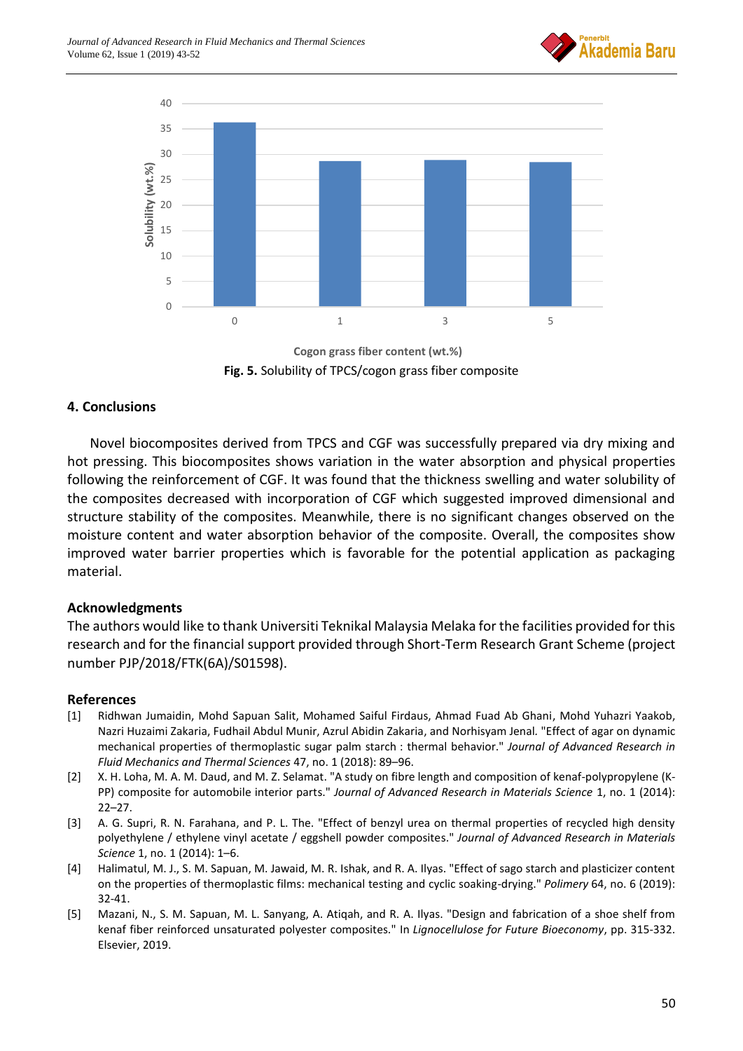Fig. 5. Solubility of TPCS/cogon grass fiber composite

## 4. Conclusions

Novel biocomposites derived from TPCS and CGF was successfully prepared via dry mixing and hot pressing. This biocomposites shows variation in the water absorption and physical properties following the reinforcement of CGF. It was found that the thickness swelling and water solubility of the composites decreased with incorporation of CGF which suggested improved dimensional and structure stability of the composites. Meanwhile, there is no significant changes observed on the moisture content and water absorption behavior of the composite. Overall, the composites show improved water barrier properties which is favorable for the potential application as packaging material.

## Acknowledgments

The authors would like to thank Universiti Teknikal Malaysia Melaka for the facilities provided for this research and for the financial support provided through Short-Term Research Grant Scheme (project number PJP/2018/FTK(6A)/S01598).

## References

[1] Ridhwan Jumaidin, Mohd Sapuan Salit, Mohamed Saiful Firdaus, Ahmad Fuad Ab Ghani, Mohd Yuhazri Yaakob, Nazri Huzaimi Zakaria, Fudhail Abdul Munir, Azrul Abidin Zakaria, and Norhisyam Jenal. "Effect of agar on dynamic mechanical properties of thermoplastic sugar palm starch : thermal behavior." *Journal of Advanced Research in Fluid Mechanics and Thermal Sciences* 47, no. 1 (2018): 89–96.

[2] X. H. Loha, M. A. M. Daud, and M. Z. Selamat. "A study on fibre length and composition of kenaf-polypropylene (K-PP) composite for automobile interior parts." *Journal of Advanced Research in Materials Science* 1, no. 1 (2014): 22–27.

[3] A. G. Supri, R. N. Farahana, and P. L. The. "Effect of benzyl urea on thermal properties of recycled high density polyethylene / ethylene vinyl acetate / eggshell powder composites." *Journal of Advanced Research in Materials Science* 1, no. 1 (2014): 1–6.

[4] Halimatul, M. J., S. M. Sapuan, M. Jawaid, M. R. Ishak, and R. A. Ilyas. "Effect of sago starch and plasticizer content on the properties of thermoplastic films: mechanical testing and cyclic soaking-drying." *Polimery* 64, no. 6 (2019): 32-41.

[5] Mazani, N., S. M. Sapuan, M. L. Sanyang, A. Atiqah, and R. A. Ilyas. "Design and fabrication of a shoe shelf from kenaf fiber reinforced unsaturated polyester composites." In *Lignocellulose for Future Bioeconomy*, pp. 315-332. Elsevier, 2019.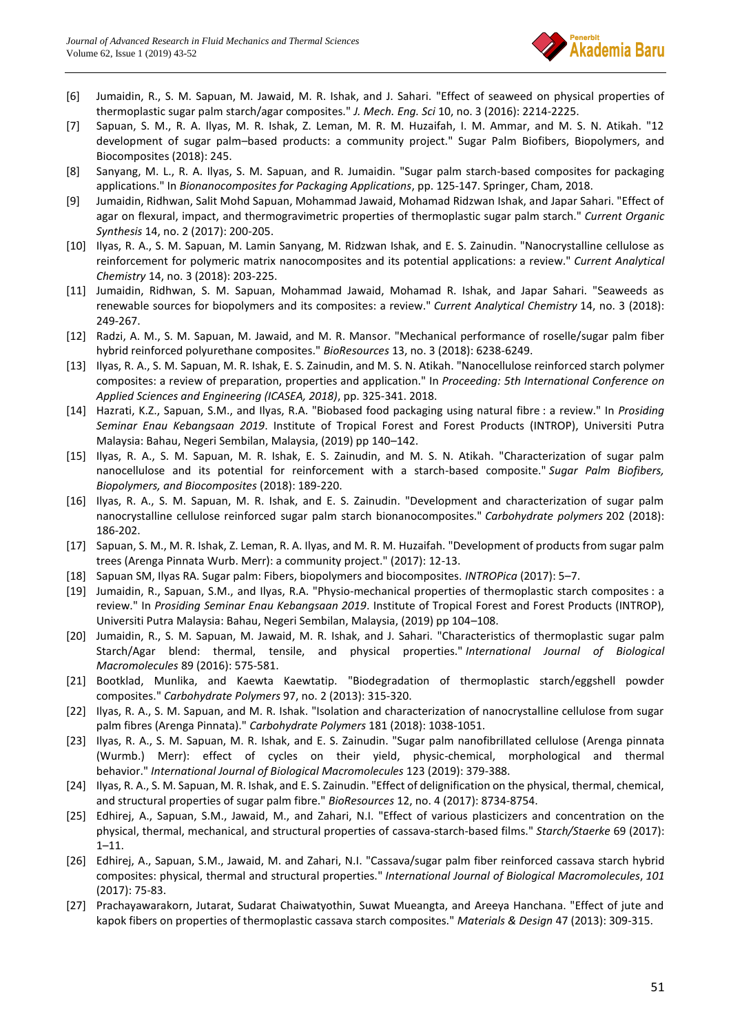[6] Jumaidin, R., S. M. Sapuan, M. Jawaid, M. R. Ishak, and J. Sahari. "Effect of seaweed on physical properties of thermoplastic sugar palm starch/agar composites." *J. Mech. Eng. Sci* 10, no. 3 (2016): 2214-2225.

[7] Sapuan, S. M., R. A. Ilyas, M. R. Ishak, Z. Leman, M. R. M. Huzaifah, I. M. Ammar, and M. S. N. Atikah. "12 development of sugar palm–based products: a community project." Sugar Palm Biofibers, Biopolymers, and Biocomposites (2018): 245.

[8] Sanyang, M. L., R. A. Ilyas, S. M. Sapuan, and R. Jumaidin. "Sugar palm starch-based composites for packaging applications." In *Bionanocomposites for Packaging Applications*, pp. 125-147. Springer, Cham, 2018.

[9] Jumaidin, Ridhwan, Salit Mohd Sapuan, Mohammad Jawaid, Mohamad Ridzwan Ishak, and Japar Sahari. "Effect of agar on flexural, impact, and thermogravimetric properties of thermoplastic sugar palm starch." *Current Organic Synthesis* 14, no. 2 (2017): 200-205.

[10] Ilyas, R. A., S. M. Sapuan, M. Lamin Sanyang, M. Ridzwan Ishak, and E. S. Zainudin. "Nanocrystalline cellulose as reinforcement for polymeric matrix nanocomposites and its potential applications: a review." *Current Analytical Chemistry* 14, no. 3 (2018): 203-225.

[11] Jumaidin, Ridhwan, S. M. Sapuan, Mohammad Jawaid, Mohamad R. Ishak, and Japar Sahari. "Seaweeds as renewable sources for biopolymers and its composites: a review." *Current Analytical Chemistry* 14, no. 3 (2018): 249-267.

[12] Radzi, A. M., S. M. Sapuan, M. Jawaid, and M. R. Mansor. "Mechanical performance of roselle/sugar palm fiber hybrid reinforced polyurethane composites." *BioResources* 13, no. 3 (2018): 6238-6249.

[13] Ilyas, R. A., S. M. Sapuan, M. R. Ishak, E. S. Zainudin, and M. S. N. Atikah. "Nanocellulose reinforced starch polymer composites: a review of preparation, properties and application." In *Proceeding: 5th International Conference on Applied Sciences and Engineering (ICASEA, 2018)*, pp. 325-341. 2018.

[14] Hazrati, K.Z., Sapuan, S.M., and Ilyas, R.A. "Biobased food packaging using natural fibre : a review." In *Prosiding Seminar Enau Kebangsaan 2019*. Institute of Tropical Forest and Forest Products (INTROP), Universiti Putra Malaysia: Bahau, Negeri Sembilan, Malaysia, (2019) pp 140–142.

[15] Ilyas, R. A., S. M. Sapuan, M. R. Ishak, E. S. Zainudin, and M. S. N. Atikah. "Characterization of sugar palm nanocellulose and its potential for reinforcement with a starch-based composite." *Sugar Palm Biofibers, Biopolymers, and Biocomposites* (2018): 189-220.

[16] Ilyas, R. A., S. M. Sapuan, M. R. Ishak, and E. S. Zainudin. "Development and characterization of sugar palm nanocrystalline cellulose reinforced sugar palm starch bionanocomposites." *Carbohydrate polymers* 202 (2018): 186-202.

[17] Sapuan, S. M., M. R. Ishak, Z. Leman, R. A. Ilyas, and M. R. M. Huzaifah. "Development of products from sugar palm trees (Arenga Pinnata Wurb. Merr): a community project." (2017): 12-13.

[18] Sapuan SM, Ilyas RA. Sugar palm: Fibers, biopolymers and biocomposites. *INTROPica* (2017): 5–7.

[19] Jumaidin, R., Sapuan, S.M., and Ilyas, R.A. "Physio-mechanical properties of thermoplastic starch composites : a review." In *Prosiding Seminar Enau Kebangsaan 2019*. Institute of Tropical Forest and Forest Products (INTROP), Universiti Putra Malaysia: Bahau, Negeri Sembilan, Malaysia, (2019) pp 104–108.

[20] Jumaidin, R., S. M. Sapuan, M. Jawaid, M. R. Ishak, and J. Sahari. "Characteristics of thermoplastic sugar palm Starch/Agar blend: thermal, tensile, and physical properties." *International Journal of Biological Macromolecules* 89 (2016): 575-581.

[21] Bootklad, Munlika, and Kaewta Kaewtatip. "Biodegradation of thermoplastic starch/eggshell powder composites." *Carbohydrate Polymers* 97, no. 2 (2013): 315-320.

[22] Ilyas, R. A., S. M. Sapuan, and M. R. Ishak. "Isolation and characterization of nanocrystalline cellulose from sugar palm fibres (Arenga Pinnata)." *Carbohydrate Polymers* 181 (2018): 1038-1051.

[23] Ilyas, R. A., S. M. Sapuan, M. R. Ishak, and E. S. Zainudin. "Sugar palm nanofibrillated cellulose (Arenga pinnata (Wurmb.) Merr): effect of cycles on their yield, physic-chemical, morphological and thermal behavior." *International Journal of Biological Macromolecules* 123 (2019): 379-388.

[24] Ilyas, R. A., S. M. Sapuan, M. R. Ishak, and E. S. Zainudin. "Effect of delignification on the physical, thermal, chemical, and structural properties of sugar palm fibre." *BioResources* 12, no. 4 (2017): 8734-8754.

[25] Edhirej, A., Sapuan, S.M., Jawaid, M., and Zahari, N.I. "Effect of various plasticizers and concentration on the physical, thermal, mechanical, and structural properties of cassava-starch-based films." *Starch/Staerke* 69 (2017): 1–11.

[26] Edhirej, A., Sapuan, S.M., Jawaid, M. and Zahari, N.I. "Cassava/sugar palm fiber reinforced cassava starch hybrid composites: physical, thermal and structural properties." *International Journal of Biological Macromolecules*, *101* (2017): 75-83.

[27] Prachayawarakorn, Jutarat, Sudarat Chaiwatyothin, Suwat Mueangta, and Areeya Hanchana. "Effect of jute and kapok fibers on properties of thermoplastic cassava starch composites." *Materials & Design* 47 (2013): 309-315.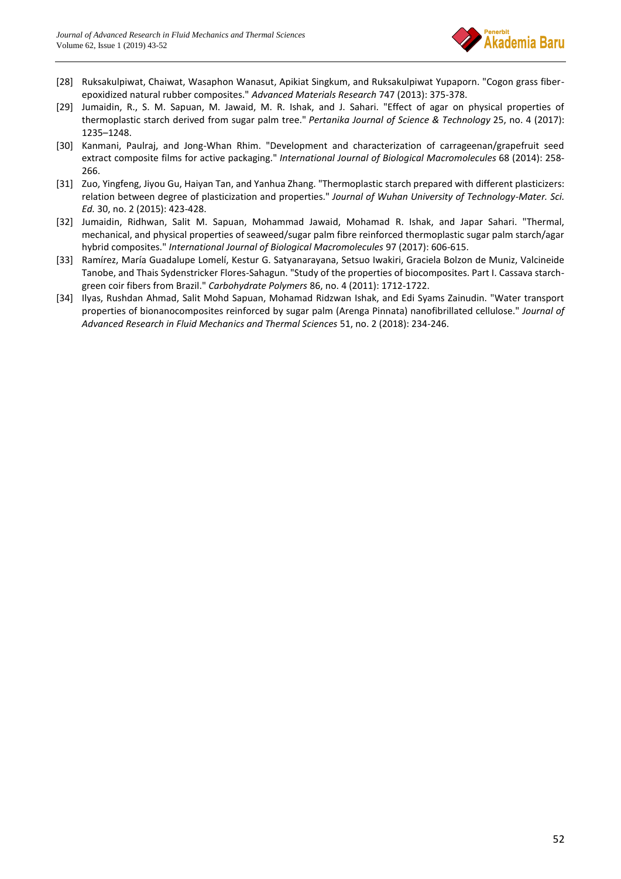[28] Ruksakulpiwat, Chaiwat, Wasaphon Wanasut, Apikiat Singkum, and Ruksakulpiwat Yupaporn. "Cogon grass fiber-epoxidized natural rubber composites." *Advanced Materials Research* 747 (2013): 375-378.

[29] Jumaidin, R., S. M. Sapuan, M. Jawaid, M. R. Ishak, and J. Sahari. "Effect of agar on physical properties of thermoplastic starch derived from sugar palm tree." *Pertanika Journal of Science & Technology* 25, no. 4 (2017): 1235–1248.

[30] Kanmani, Paulraj, and Jong-Whan Rhim. "Development and characterization of carrageenan/grapefruit seed extract composite films for active packaging." *International Journal of Biological Macromolecules* 68 (2014): 258-266.

[31] Zuo, Yingfeng, Jiyou Gu, Haiyan Tan, and Yanhua Zhang. "Thermoplastic starch prepared with different plasticizers: relation between degree of plasticization and properties." *Journal of Wuhan University of Technology-Mater. Sci. Ed.* 30, no. 2 (2015): 423-428.

[32] Jumaidin, Ridhwan, Salit M. Sapuan, Mohammad Jawaid, Mohamad R. Ishak, and Japar Sahari. "Thermal, mechanical, and physical properties of seaweed/sugar palm fibre reinforced thermoplastic sugar palm starch/agar hybrid composites." *International Journal of Biological Macromolecules* 97 (2017): 606-615.

[33] Ramírez, María Guadalupe Lomelí, Kestur G. Satyanarayana, Setsuo Iwakiri, Graciela Bolzon de Muniz, Valcineide Tanobe, and Thais Sydenstricker Flores-Sahagun. "Study of the properties of biocomposites. Part I. Cassava starch-green coir fibers from Brazil." *Carbohydrate Polymers* 86, no. 4 (2011): 1712-1722.

[34] Ilyas, Rushdan Ahmad, Salit Mohd Sapuan, Mohamad Ridzwan Ishak, and Edi Syams Zainudin. "Water transport properties of bionanocomposites reinforced by sugar palm (Arenga Pinnata) nanofibrillated cellulose." *Journal of Advanced Research in Fluid Mechanics and Thermal Sciences* 51, no. 2 (2018): 234-246.